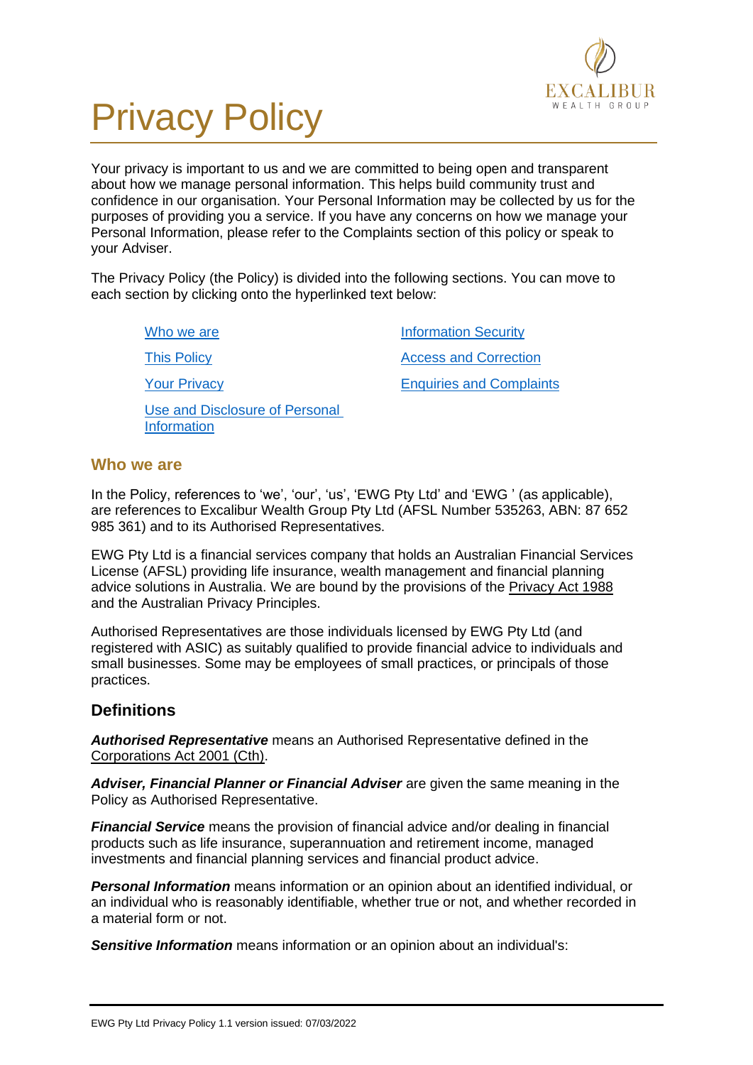# Privacy Policy

Your privacy is important to us and we are committed to being open and transparent about how we manage personal information. This helps build community trust and confidence in our organisation. Your Personal Information may be collected by us for the purposes of providing you a service. If you have any concerns on how we manage your Personal Information, please refer to the Complaints section of this policy or speak to your Adviser.

The Privacy Policy (the Policy) is divided into the following sections. You can move to each section by clicking onto the hyperlinked text below:

- Who we are
- This Policy
- Your Privacy
- Use and Disclosure of Personal Information
- Information Security
- Access and Correction
- Enquiries and Complaints

## Who we are

In the Policy, references to 'we', 'our', 'us', 'EWG Pty Ltd' and 'EWG ' (as applicable), are references to Excalibur Wealth Group Pty Ltd (AFSL Number 535263, ABN: 87 652 985 361) and to its Authorised Representatives.

EWG Pty Ltd is a financial services company that holds an Australian Financial Services License (AFSL) providing life insurance, wealth management and financial planning advice solutions in Australia. We are bound by the provisions of the Privacy Act 1988 and the Australian Privacy Principles.

Authorised Representatives are those individuals licensed by EWG Pty Ltd (and registered with ASIC) as suitably qualified to provide financial advice to individuals and small businesses. Some may be employees of small practices, or principals of those practices.

## Definitions

***Authorised Representative*** means an Authorised Representative defined in the Corporations Act 2001 (Cth).

***Adviser, Financial Planner or Financial Adviser*** are given the same meaning in the Policy as Authorised Representative.

***Financial Service*** means the provision of financial advice and/or dealing in financial products such as life insurance, superannuation and retirement income, managed investments and financial planning services and financial product advice.

***Personal Information*** means information or an opinion about an identified individual, or an individual who is reasonably identifiable, whether true or not, and whether recorded in a material form or not.

***Sensitive Information*** means information or an opinion about an individual's: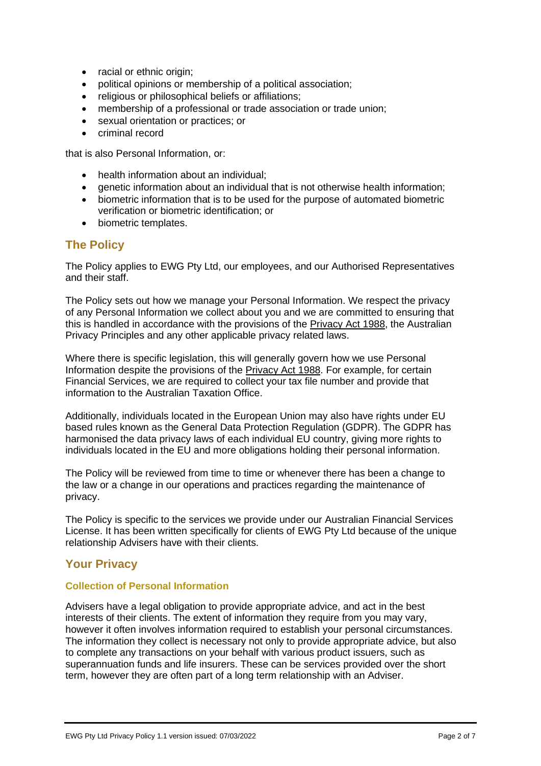- racial or ethnic origin;
- political opinions or membership of a political association;
- religious or philosophical beliefs or affiliations;
- membership of a professional or trade association or trade union;
- sexual orientation or practices; or
- criminal record

that is also Personal Information, or:

- health information about an individual;
- genetic information about an individual that is not otherwise health information;
- biometric information that is to be used for the purpose of automated biometric verification or biometric identification; or
- biometric templates.

## The Policy

The Policy applies to EWG Pty Ltd, our employees, and our Authorised Representatives and their staff.

The Policy sets out how we manage your Personal Information. We respect the privacy of any Personal Information we collect about you and we are committed to ensuring that this is handled in accordance with the provisions of the Privacy Act 1988, the Australian Privacy Principles and any other applicable privacy related laws.

Where there is specific legislation, this will generally govern how we use Personal Information despite the provisions of the Privacy Act 1988. For example, for certain Financial Services, we are required to collect your tax file number and provide that information to the Australian Taxation Office.

Additionally, individuals located in the European Union may also have rights under EU based rules known as the General Data Protection Regulation (GDPR). The GDPR has harmonised the data privacy laws of each individual EU country, giving more rights to individuals located in the EU and more obligations holding their personal information.

The Policy will be reviewed from time to time or whenever there has been a change to the law or a change in our operations and practices regarding the maintenance of privacy.

The Policy is specific to the services we provide under our Australian Financial Services License. It has been written specifically for clients of EWG Pty Ltd because of the unique relationship Advisers have with their clients.

## Your Privacy

### Collection of Personal Information

Advisers have a legal obligation to provide appropriate advice, and act in the best interests of their clients. The extent of information they require from you may vary, however it often involves information required to establish your personal circumstances. The information they collect is necessary not only to provide appropriate advice, but also to complete any transactions on your behalf with various product issuers, such as superannuation funds and life insurers. These can be services provided over the short term, however they are often part of a long term relationship with an Adviser.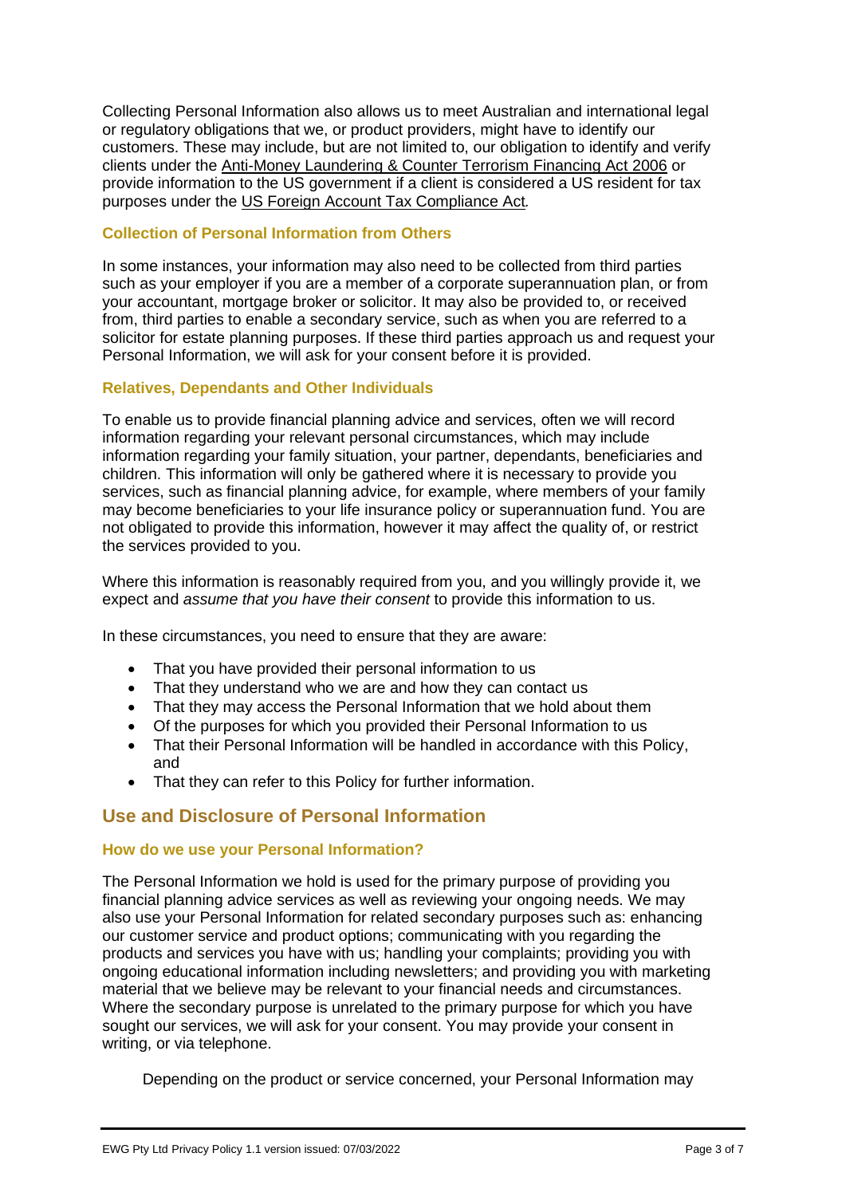Collecting Personal Information also allows us to meet Australian and international legal or regulatory obligations that we, or product providers, might have to identify our customers. These may include, but are not limited to, our obligation to identify and verify clients under the Anti-Money Laundering & Counter Terrorism Financing Act 2006 or provide information to the US government if a client is considered a US resident for tax purposes under the US Foreign Account Tax Compliance Act*.*

### Collection of Personal Information from Others

In some instances, your information may also need to be collected from third parties such as your employer if you are a member of a corporate superannuation plan, or from your accountant, mortgage broker or solicitor. It may also be provided to, or received from, third parties to enable a secondary service, such as when you are referred to a solicitor for estate planning purposes. If these third parties approach us and request your Personal Information, we will ask for your consent before it is provided.

### Relatives, Dependants and Other Individuals

To enable us to provide financial planning advice and services, often we will record information regarding your relevant personal circumstances, which may include information regarding your family situation, your partner, dependants, beneficiaries and children. This information will only be gathered where it is necessary to provide you services, such as financial planning advice, for example, where members of your family may become beneficiaries to your life insurance policy or superannuation fund. You are not obligated to provide this information, however it may affect the quality of, or restrict the services provided to you.

Where this information is reasonably required from you, and you willingly provide it, we expect and *assume that you have their consent* to provide this information to us.

In these circumstances, you need to ensure that they are aware:

- That you have provided their personal information to us
- That they understand who we are and how they can contact us
- That they may access the Personal Information that we hold about them
- Of the purposes for which you provided their Personal Information to us
- That their Personal Information will be handled in accordance with this Policy, and
- That they can refer to this Policy for further information.

## Use and Disclosure of Personal Information

### How do we use your Personal Information?

The Personal Information we hold is used for the primary purpose of providing you financial planning advice services as well as reviewing your ongoing needs. We may also use your Personal Information for related secondary purposes such as: enhancing our customer service and product options; communicating with you regarding the products and services you have with us; handling your complaints; providing you with ongoing educational information including newsletters; and providing you with marketing material that we believe may be relevant to your financial needs and circumstances. Where the secondary purpose is unrelated to the primary purpose for which you have sought our services, we will ask for your consent. You may provide your consent in writing, or via telephone.

Depending on the product or service concerned, your Personal Information may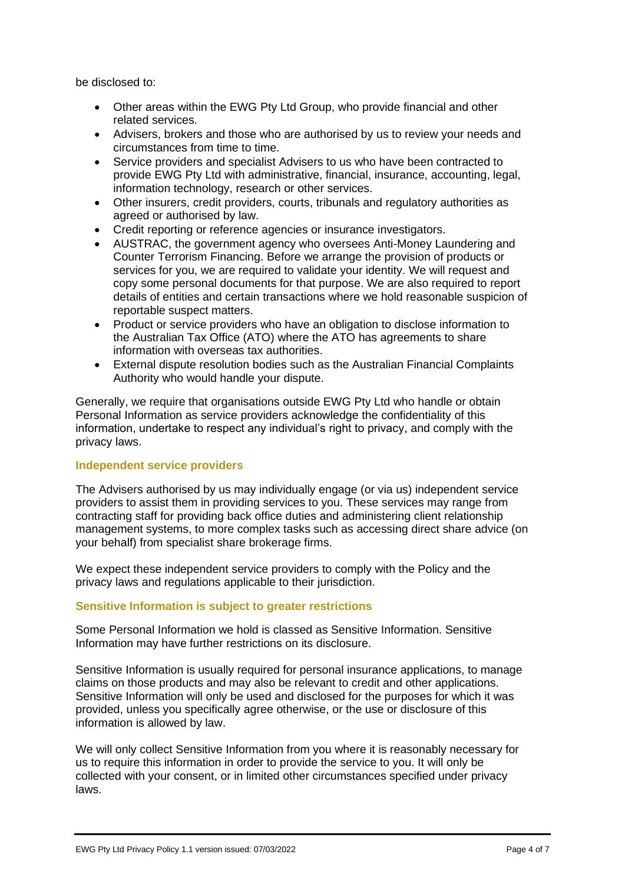be disclosed to:

- Other areas within the EWG Pty Ltd Group, who provide financial and other related services.
- Advisers, brokers and those who are authorised by us to review your needs and circumstances from time to time.
- Service providers and specialist Advisers to us who have been contracted to provide EWG Pty Ltd with administrative, financial, insurance, accounting, legal, information technology, research or other services.
- Other insurers, credit providers, courts, tribunals and regulatory authorities as agreed or authorised by law.
- Credit reporting or reference agencies or insurance investigators.
- AUSTRAC, the government agency who oversees Anti-Money Laundering and Counter Terrorism Financing. Before we arrange the provision of products or services for you, we are required to validate your identity. We will request and copy some personal documents for that purpose. We are also required to report details of entities and certain transactions where we hold reasonable suspicion of reportable suspect matters.
- Product or service providers who have an obligation to disclose information to the Australian Tax Office (ATO) where the ATO has agreements to share information with overseas tax authorities.
- External dispute resolution bodies such as the Australian Financial Complaints Authority who would handle your dispute.

Generally, we require that organisations outside EWG Pty Ltd who handle or obtain Personal Information as service providers acknowledge the confidentiality of this information, undertake to respect any individual's right to privacy, and comply with the privacy laws.

### Independent service providers

The Advisers authorised by us may individually engage (or via us) independent service providers to assist them in providing services to you. These services may range from contracting staff for providing back office duties and administering client relationship management systems, to more complex tasks such as accessing direct share advice (on your behalf) from specialist share brokerage firms.

We expect these independent service providers to comply with the Policy and the privacy laws and regulations applicable to their jurisdiction.

### Sensitive Information is subject to greater restrictions

Some Personal Information we hold is classed as Sensitive Information. Sensitive Information may have further restrictions on its disclosure.

Sensitive Information is usually required for personal insurance applications, to manage claims on those products and may also be relevant to credit and other applications. Sensitive Information will only be used and disclosed for the purposes for which it was provided, unless you specifically agree otherwise, or the use or disclosure of this information is allowed by law.

We will only collect Sensitive Information from you where it is reasonably necessary for us to require this information in order to provide the service to you. It will only be collected with your consent, or in limited other circumstances specified under privacy laws.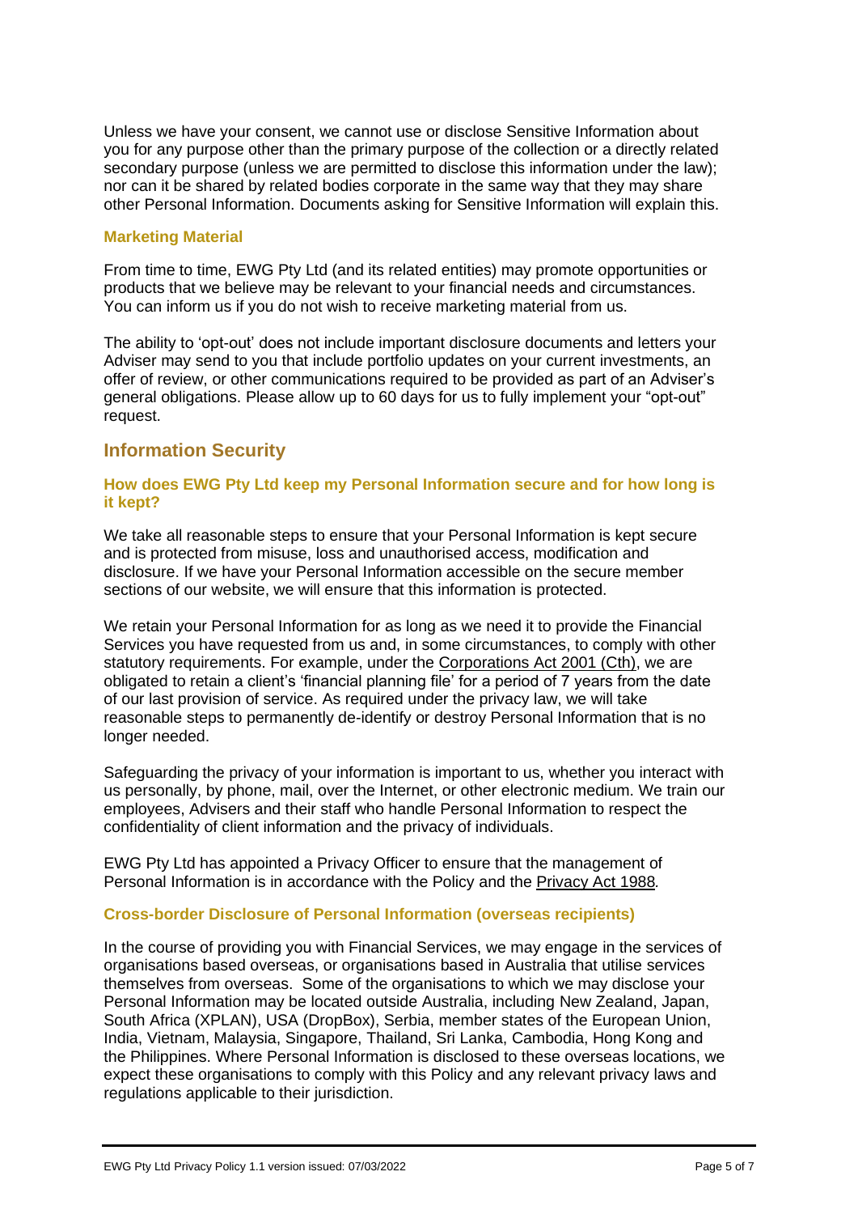Unless we have your consent, we cannot use or disclose Sensitive Information about you for any purpose other than the primary purpose of the collection or a directly related secondary purpose (unless we are permitted to disclose this information under the law); nor can it be shared by related bodies corporate in the same way that they may share other Personal Information. Documents asking for Sensitive Information will explain this.

### Marketing Material

From time to time, EWG Pty Ltd (and its related entities) may promote opportunities or products that we believe may be relevant to your financial needs and circumstances. You can inform us if you do not wish to receive marketing material from us.

The ability to 'opt-out' does not include important disclosure documents and letters your Adviser may send to you that include portfolio updates on your current investments, an offer of review, or other communications required to be provided as part of an Adviser's general obligations. Please allow up to 60 days for us to fully implement your "opt-out" request.

## Information Security

### How does EWG Pty Ltd keep my Personal Information secure and for how long is it kept?

We take all reasonable steps to ensure that your Personal Information is kept secure and is protected from misuse, loss and unauthorised access, modification and disclosure. If we have your Personal Information accessible on the secure member sections of our website, we will ensure that this information is protected.

We retain your Personal Information for as long as we need it to provide the Financial Services you have requested from us and, in some circumstances, to comply with other statutory requirements. For example, under the Corporations Act 2001 (Cth), we are obligated to retain a client's 'financial planning file' for a period of 7 years from the date of our last provision of service. As required under the privacy law, we will take reasonable steps to permanently de-identify or destroy Personal Information that is no longer needed.

Safeguarding the privacy of your information is important to us, whether you interact with us personally, by phone, mail, over the Internet, or other electronic medium. We train our employees, Advisers and their staff who handle Personal Information to respect the confidentiality of client information and the privacy of individuals.

EWG Pty Ltd has appointed a Privacy Officer to ensure that the management of Personal Information is in accordance with the Policy and the Privacy Act 1988*.*

### Cross-border Disclosure of Personal Information (overseas recipients)

In the course of providing you with Financial Services, we may engage in the services of organisations based overseas, or organisations based in Australia that utilise services themselves from overseas. Some of the organisations to which we may disclose your Personal Information may be located outside Australia, including New Zealand, Japan, South Africa (XPLAN), USA (DropBox), Serbia, member states of the European Union, India, Vietnam, Malaysia, Singapore, Thailand, Sri Lanka, Cambodia, Hong Kong and the Philippines. Where Personal Information is disclosed to these overseas locations, we expect these organisations to comply with this Policy and any relevant privacy laws and regulations applicable to their jurisdiction.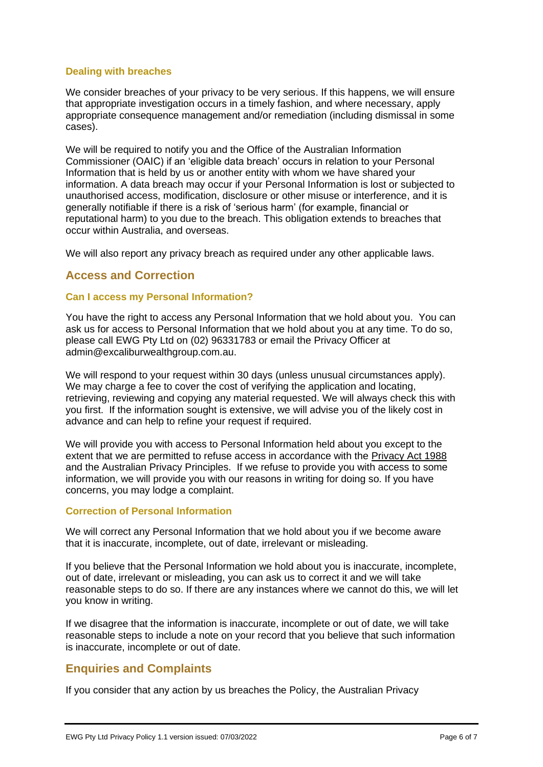### Dealing with breaches

We consider breaches of your privacy to be very serious. If this happens, we will ensure that appropriate investigation occurs in a timely fashion, and where necessary, apply appropriate consequence management and/or remediation (including dismissal in some cases).

We will be required to notify you and the Office of the Australian Information Commissioner (OAIC) if an 'eligible data breach' occurs in relation to your Personal Information that is held by us or another entity with whom we have shared your information. A data breach may occur if your Personal Information is lost or subjected to unauthorised access, modification, disclosure or other misuse or interference, and it is generally notifiable if there is a risk of 'serious harm' (for example, financial or reputational harm) to you due to the breach. This obligation extends to breaches that occur within Australia, and overseas.

We will also report any privacy breach as required under any other applicable laws.

## Access and Correction

### Can I access my Personal Information?

You have the right to access any Personal Information that we hold about you. You can ask us for access to Personal Information that we hold about you at any time. To do so, please call EWG Pty Ltd on (02) 96331783 or email the Privacy Officer at admin@excaliburwealthgroup.com.au.

We will respond to your request within 30 days (unless unusual circumstances apply). We may charge a fee to cover the cost of verifying the application and locating, retrieving, reviewing and copying any material requested. We will always check this with you first. If the information sought is extensive, we will advise you of the likely cost in advance and can help to refine your request if required.

We will provide you with access to Personal Information held about you except to the extent that we are permitted to refuse access in accordance with the Privacy Act 1988 and the Australian Privacy Principles. If we refuse to provide you with access to some information, we will provide you with our reasons in writing for doing so. If you have concerns, you may lodge a complaint.

### Correction of Personal Information

We will correct any Personal Information that we hold about you if we become aware that it is inaccurate, incomplete, out of date, irrelevant or misleading.

If you believe that the Personal Information we hold about you is inaccurate, incomplete, out of date, irrelevant or misleading, you can ask us to correct it and we will take reasonable steps to do so. If there are any instances where we cannot do this, we will let you know in writing.

If we disagree that the information is inaccurate, incomplete or out of date, we will take reasonable steps to include a note on your record that you believe that such information is inaccurate, incomplete or out of date.

## Enquiries and Complaints

If you consider that any action by us breaches the Policy, the Australian Privacy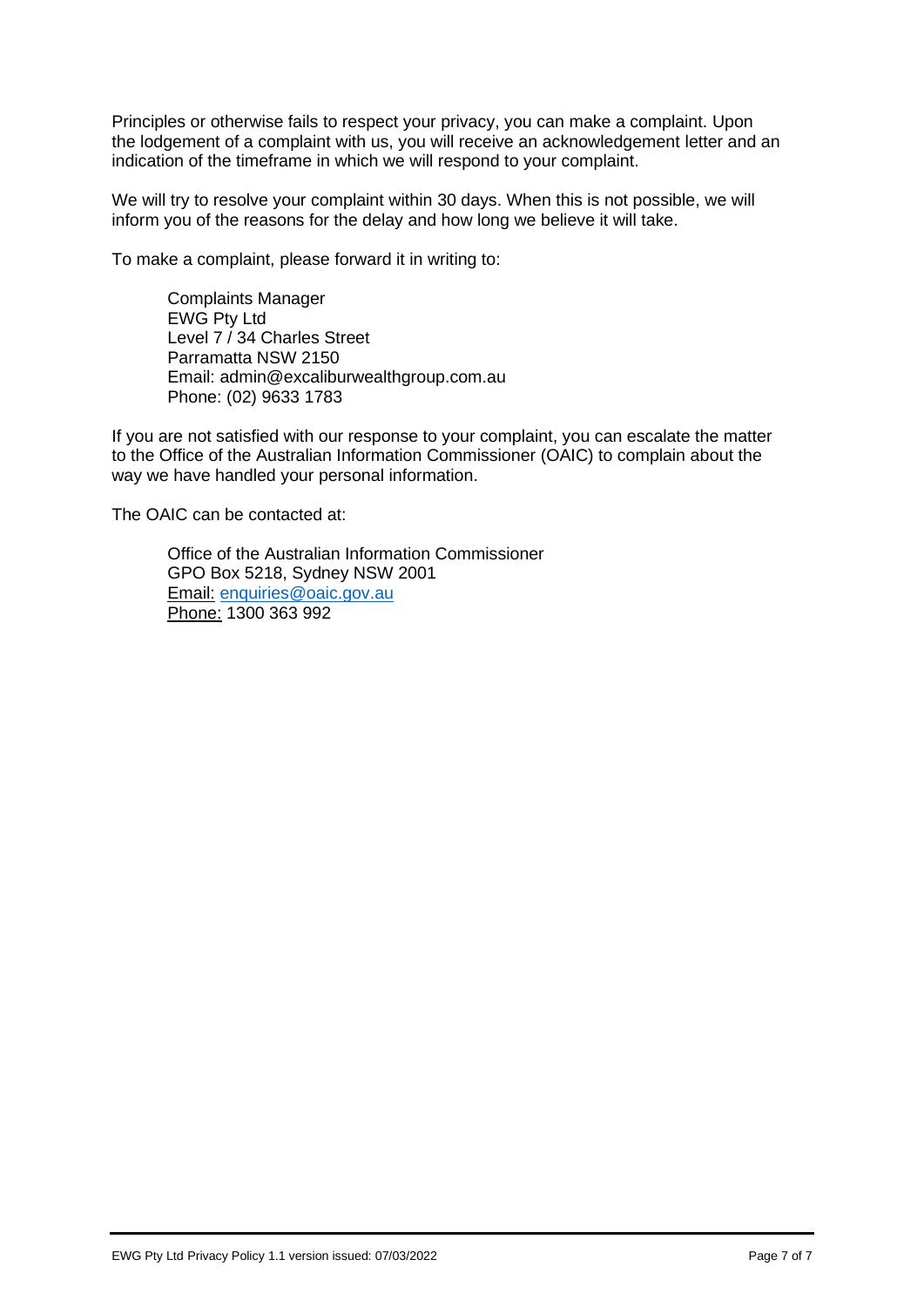Principles or otherwise fails to respect your privacy, you can make a complaint. Upon the lodgement of a complaint with us, you will receive an acknowledgement letter and an indication of the timeframe in which we will respond to your complaint.

We will try to resolve your complaint within 30 days. When this is not possible, we will inform you of the reasons for the delay and how long we believe it will take.

To make a complaint, please forward it in writing to:

Complaints Manager
EWG Pty Ltd
Level 7 / 34 Charles Street
Parramatta NSW 2150
Email: admin@excaliburwealthgroup.com.au
Phone: (02) 9633 1783

If you are not satisfied with our response to your complaint, you can escalate the matter to the Office of the Australian Information Commissioner (OAIC) to complain about the way we have handled your personal information.

The OAIC can be contacted at:

Office of the Australian Information Commissioner
GPO Box 5218, Sydney NSW 2001
Email: enquiries@oaic.gov.au
Phone: 1300 363 992